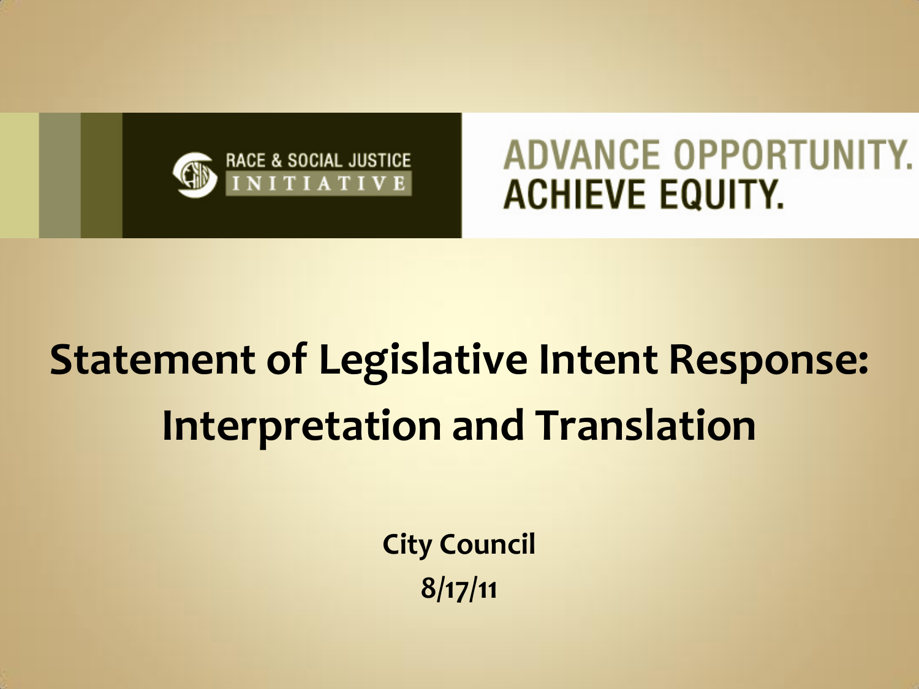RACE & SOCIAL JUSTICE INITIATIVE

ADVANCE OPPORTUNITY.
ACHIEVE EQUITY.

# Statement of Legislative Intent Response: Interpretation and Translation

**City Council**

**8/17/11**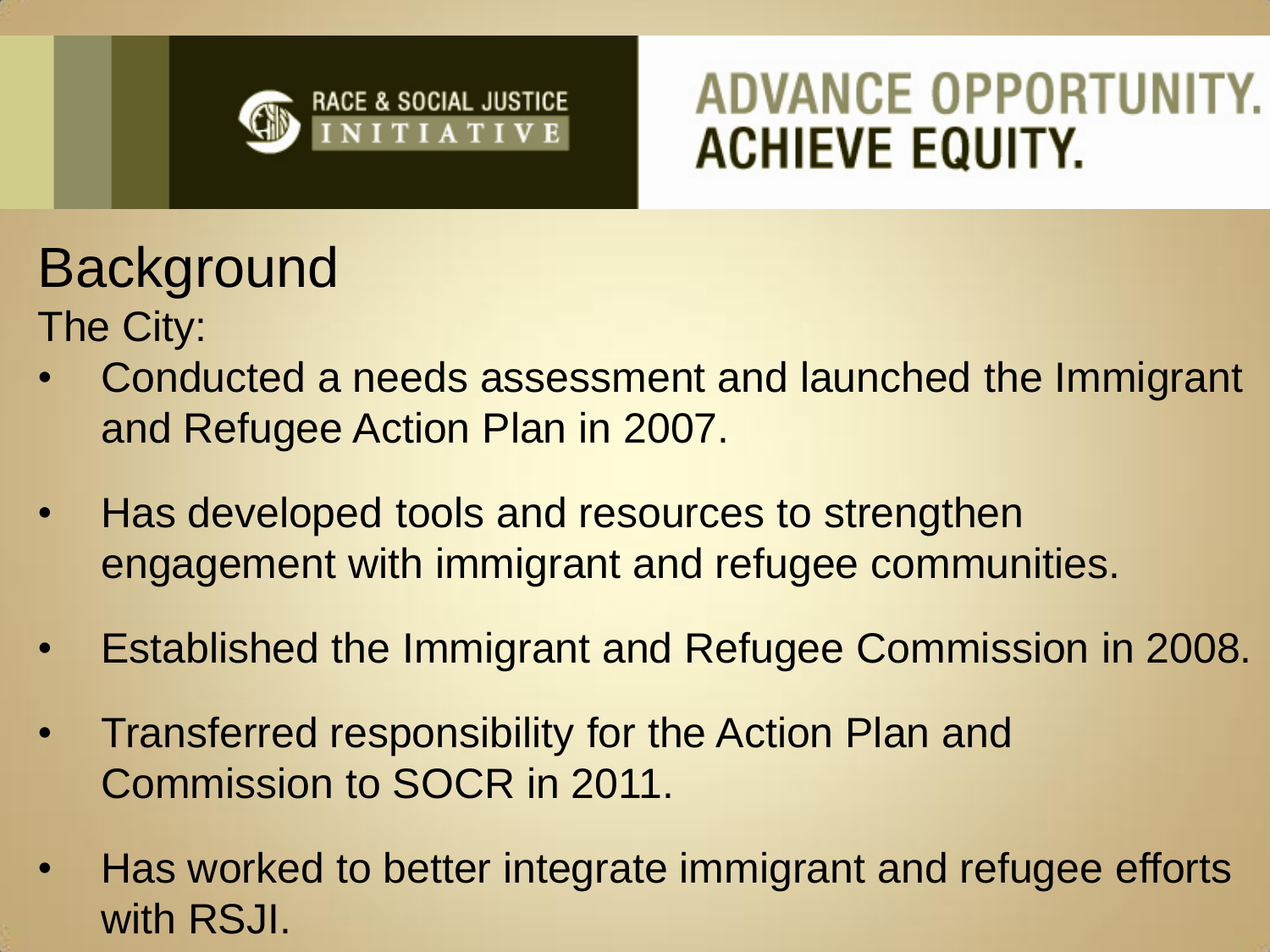# Background

The City:

- Conducted a needs assessment and launched the Immigrant and Refugee Action Plan in 2007.
- Has developed tools and resources to strengthen engagement with immigrant and refugee communities.
- Established the Immigrant and Refugee Commission in 2008.
- Transferred responsibility for the Action Plan and Commission to SOCR in 2011.
- Has worked to better integrate immigrant and refugee efforts with RSJI.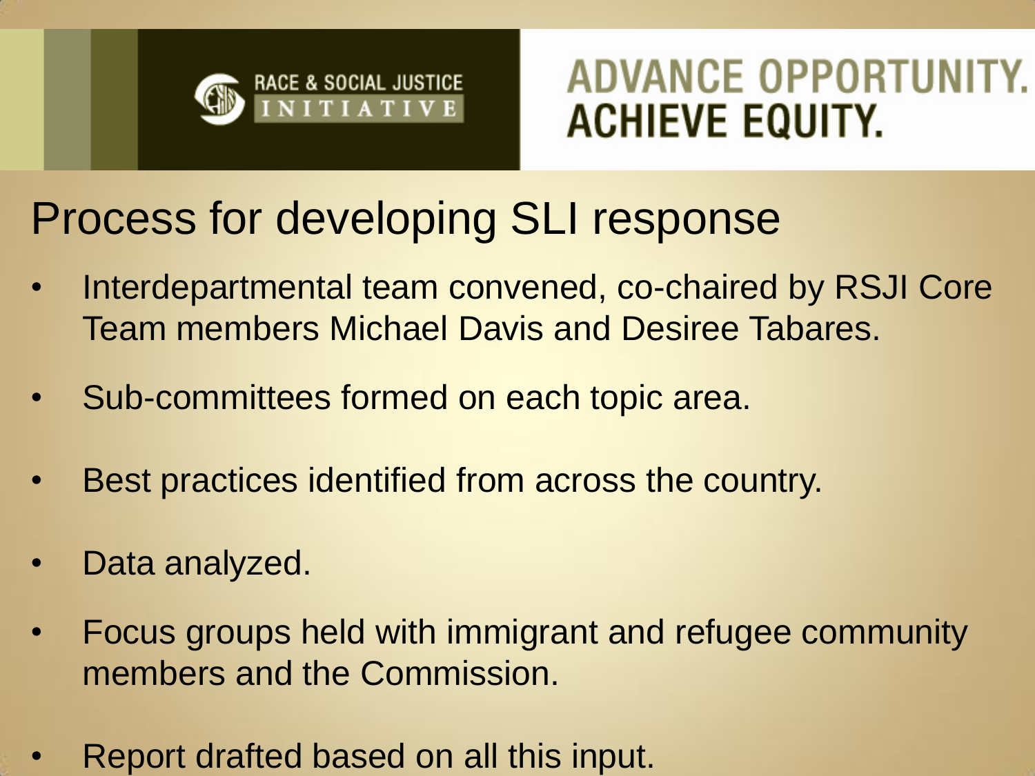RACE & SOCIAL JUSTICE INITIATIVE

ADVANCE OPPORTUNITY. ACHIEVE EQUITY.

# Process for developing SLI response

- Interdepartmental team convened, co-chaired by RSJI Core Team members Michael Davis and Desiree Tabares.
- Sub-committees formed on each topic area.
- Best practices identified from across the country.
- Data analyzed.
- Focus groups held with immigrant and refugee community members and the Commission.
- Report drafted based on all this input.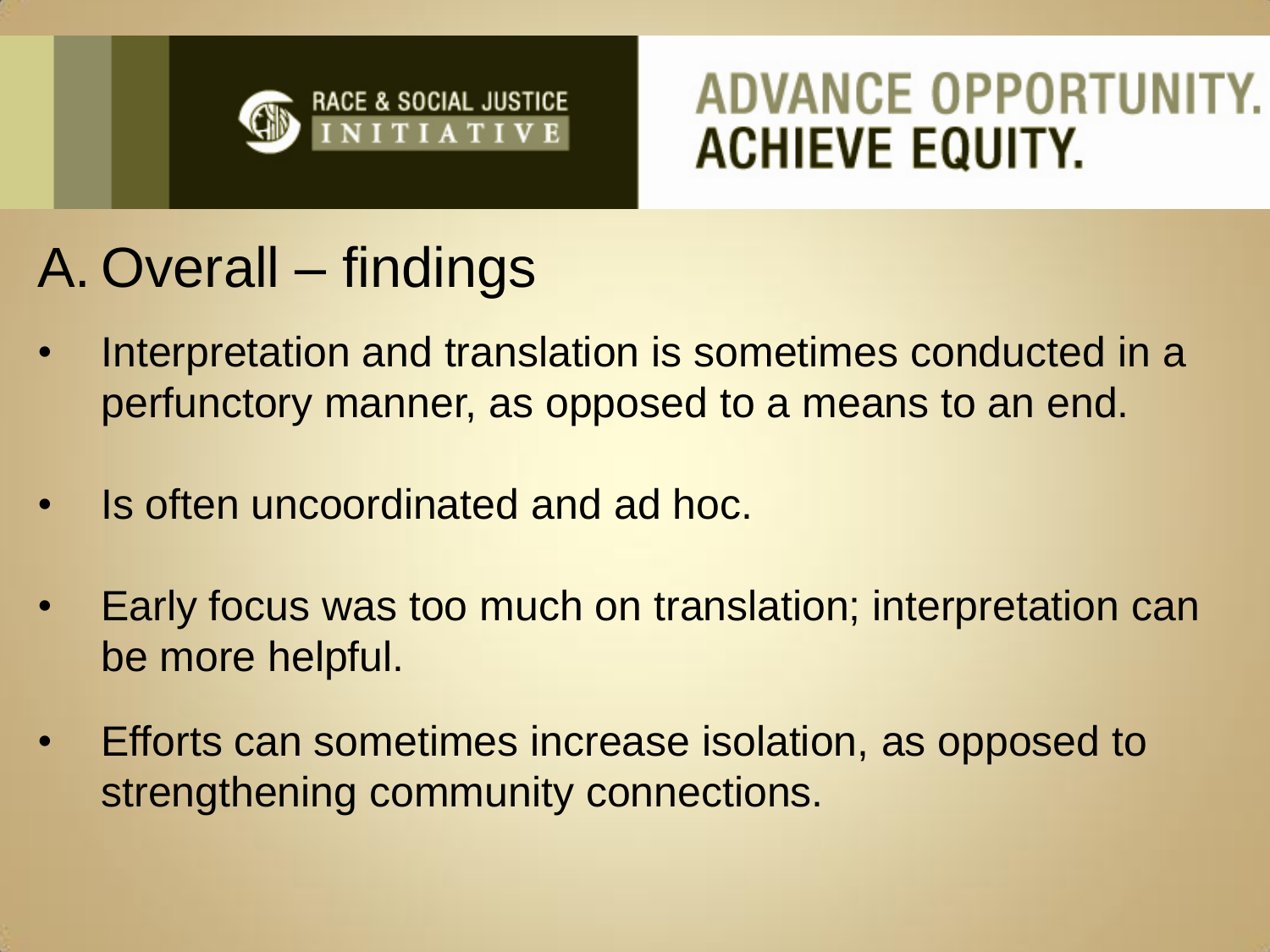RACE & SOCIAL JUSTICE INITIATIVE

ADVANCE OPPORTUNITY. ACHIEVE EQUITY.

# A. Overall – findings

- Interpretation and translation is sometimes conducted in a perfunctory manner, as opposed to a means to an end.
- Is often uncoordinated and ad hoc.
- Early focus was too much on translation; interpretation can be more helpful.
- Efforts can sometimes increase isolation, as opposed to strengthening community connections.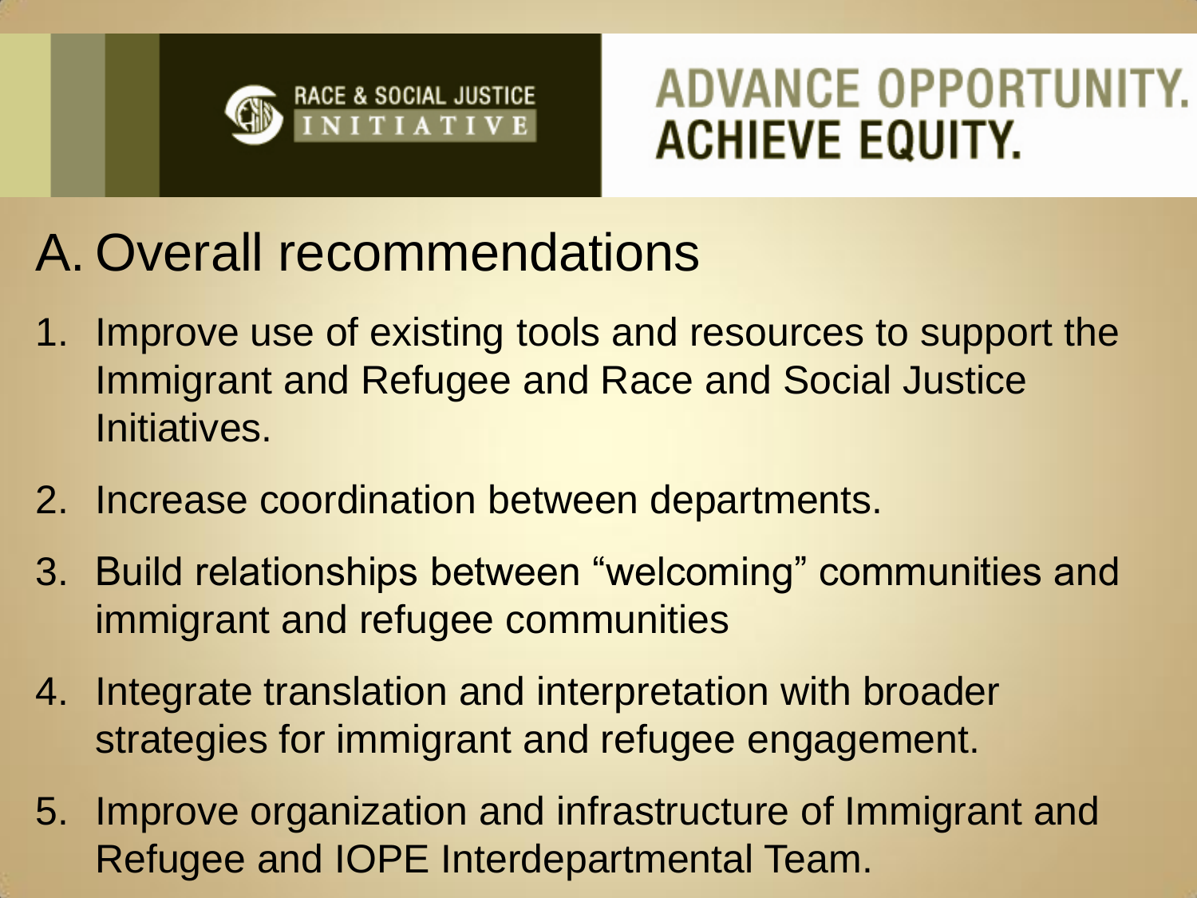RACE & SOCIAL JUSTICE INITIATIVE

ADVANCE OPPORTUNITY. ACHIEVE EQUITY.

# A. Overall recommendations

1. Improve use of existing tools and resources to support the Immigrant and Refugee and Race and Social Justice Initiatives.
2. Increase coordination between departments.
3. Build relationships between "welcoming" communities and immigrant and refugee communities
4. Integrate translation and interpretation with broader strategies for immigrant and refugee engagement.
5. Improve organization and infrastructure of Immigrant and Refugee and IOPE Interdepartmental Team.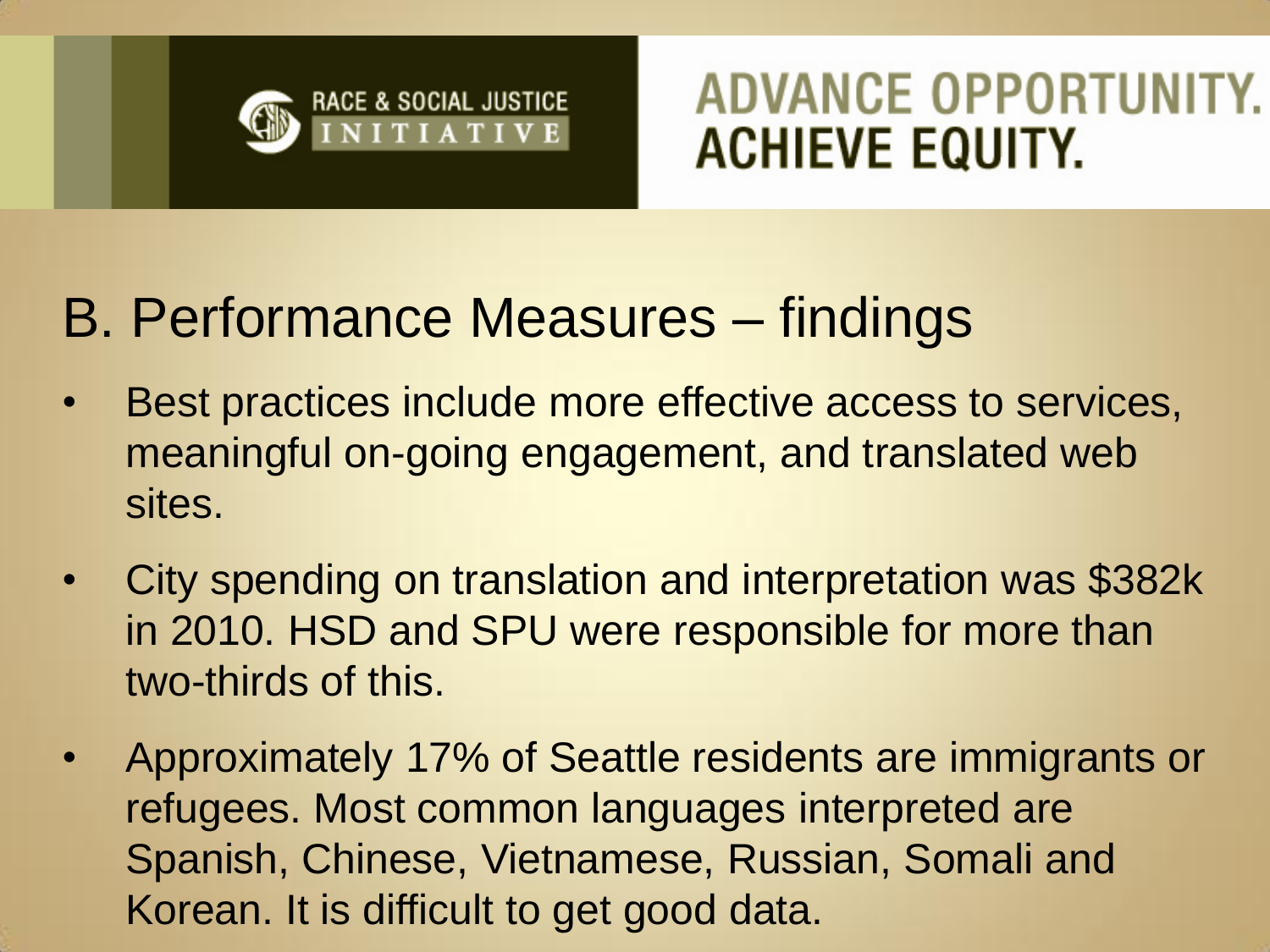RACE & SOCIAL JUSTICE INITIATIVE

**ADVANCE OPPORTUNITY. ACHIEVE EQUITY.**

# B. Performance Measures – findings

- Best practices include more effective access to services, meaningful on-going engagement, and translated web sites.
- City spending on translation and interpretation was $382k in 2010. HSD and SPU were responsible for more than two-thirds of this.
- Approximately 17% of Seattle residents are immigrants or refugees. Most common languages interpreted are Spanish, Chinese, Vietnamese, Russian, Somali and Korean. It is difficult to get good data.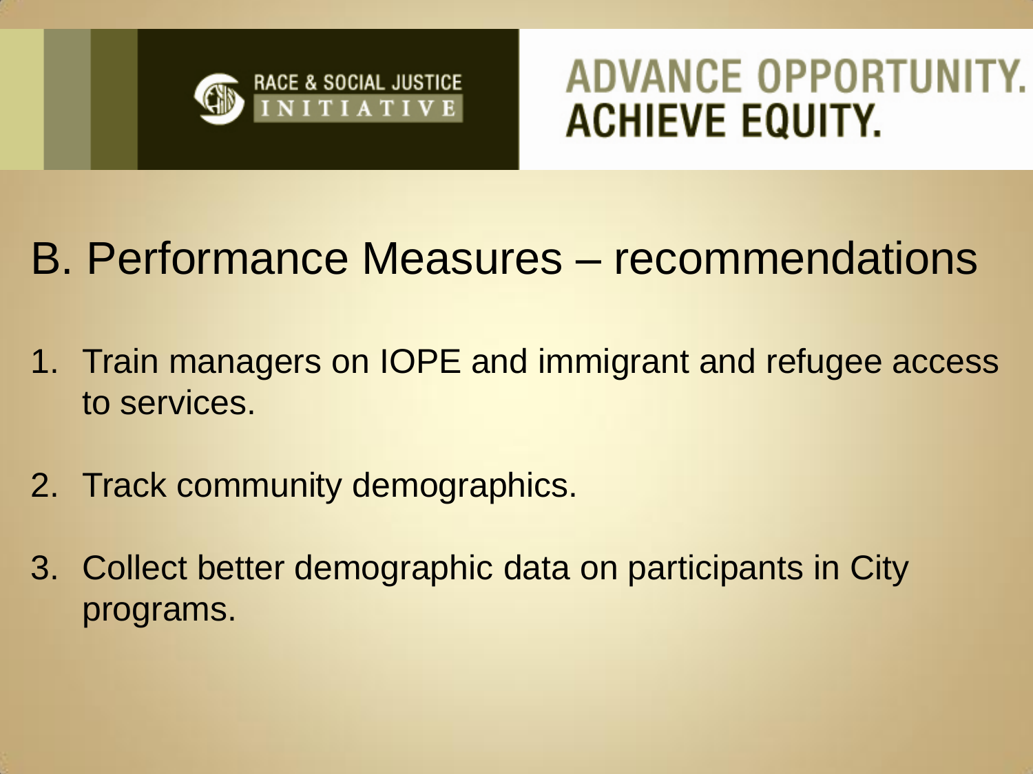RACE & SOCIAL JUSTICE INITIATIVE

ADVANCE OPPORTUNITY. ACHIEVE EQUITY.

# B. Performance Measures – recommendations

1. Train managers on IOPE and immigrant and refugee access to services.
2. Track community demographics.
3. Collect better demographic data on participants in City programs.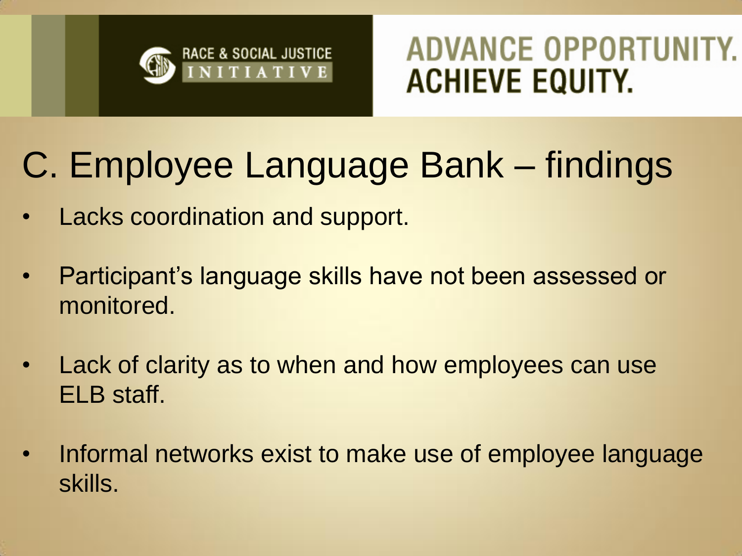RACE & SOCIAL JUSTICE INITIATIVE

ADVANCE OPPORTUNITY. ACHIEVE EQUITY.

# C. Employee Language Bank – findings

- Lacks coordination and support.
- Participant's language skills have not been assessed or monitored.
- Lack of clarity as to when and how employees can use ELB staff.
- Informal networks exist to make use of employee language skills.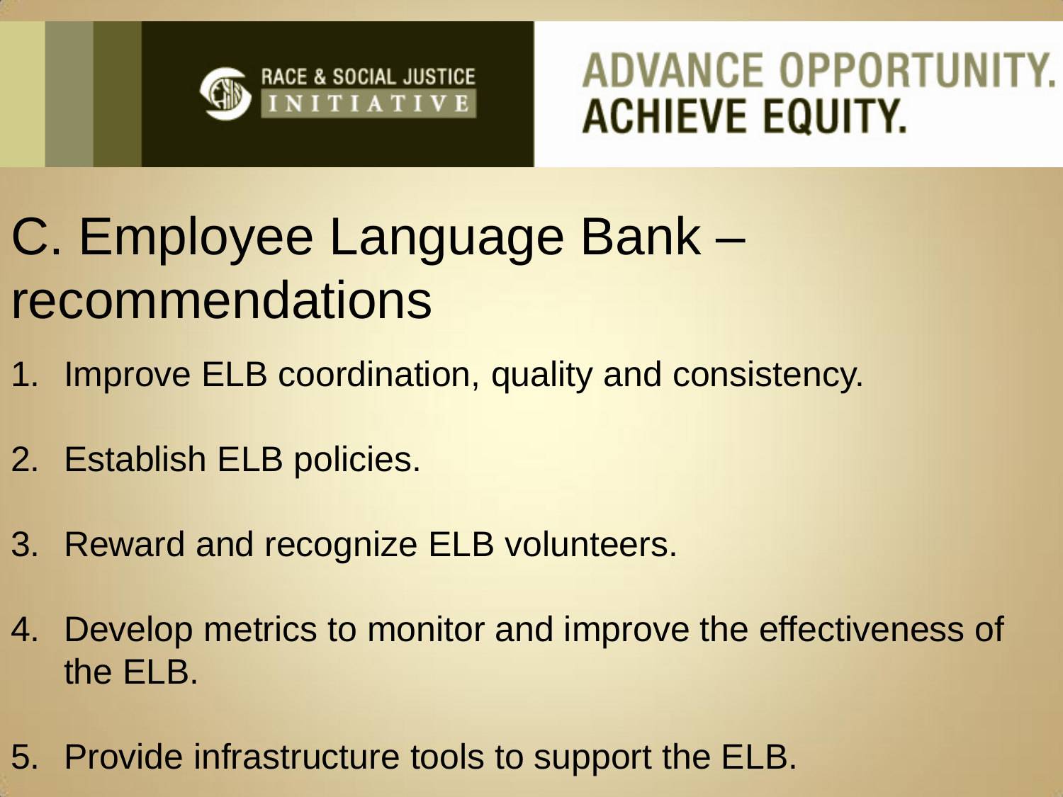RACE & SOCIAL JUSTICE INITIATIVE

ADVANCE OPPORTUNITY. ACHIEVE EQUITY.

# C. Employee Language Bank – recommendations

1. Improve ELB coordination, quality and consistency.
2. Establish ELB policies.
3. Reward and recognize ELB volunteers.
4. Develop metrics to monitor and improve the effectiveness of the ELB.
5. Provide infrastructure tools to support the ELB.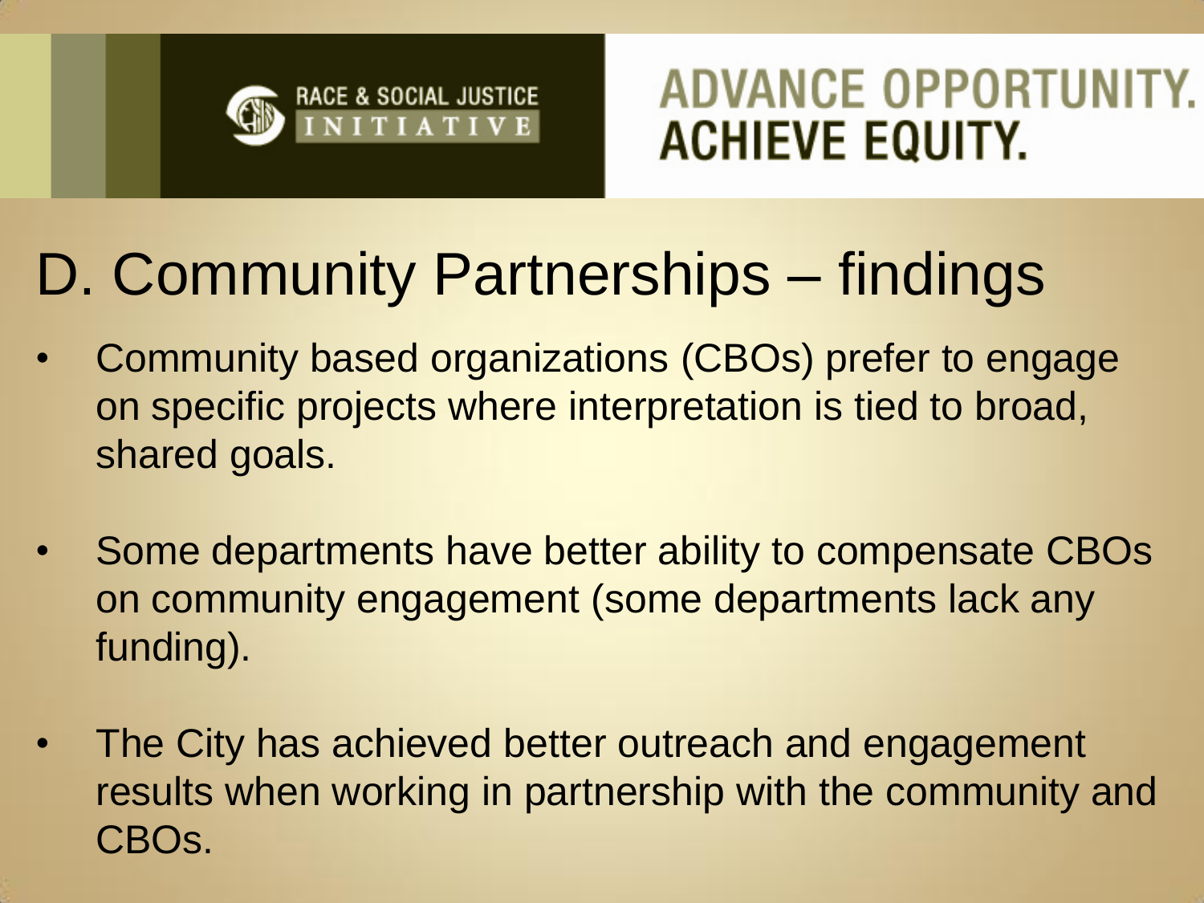RACE & SOCIAL JUSTICE INITIATIVE

ADVANCE OPPORTUNITY. ACHIEVE EQUITY.

# D. Community Partnerships – findings

- Community based organizations (CBOs) prefer to engage on specific projects where interpretation is tied to broad, shared goals.
- Some departments have better ability to compensate CBOs on community engagement (some departments lack any funding).
- The City has achieved better outreach and engagement results when working in partnership with the community and CBOs.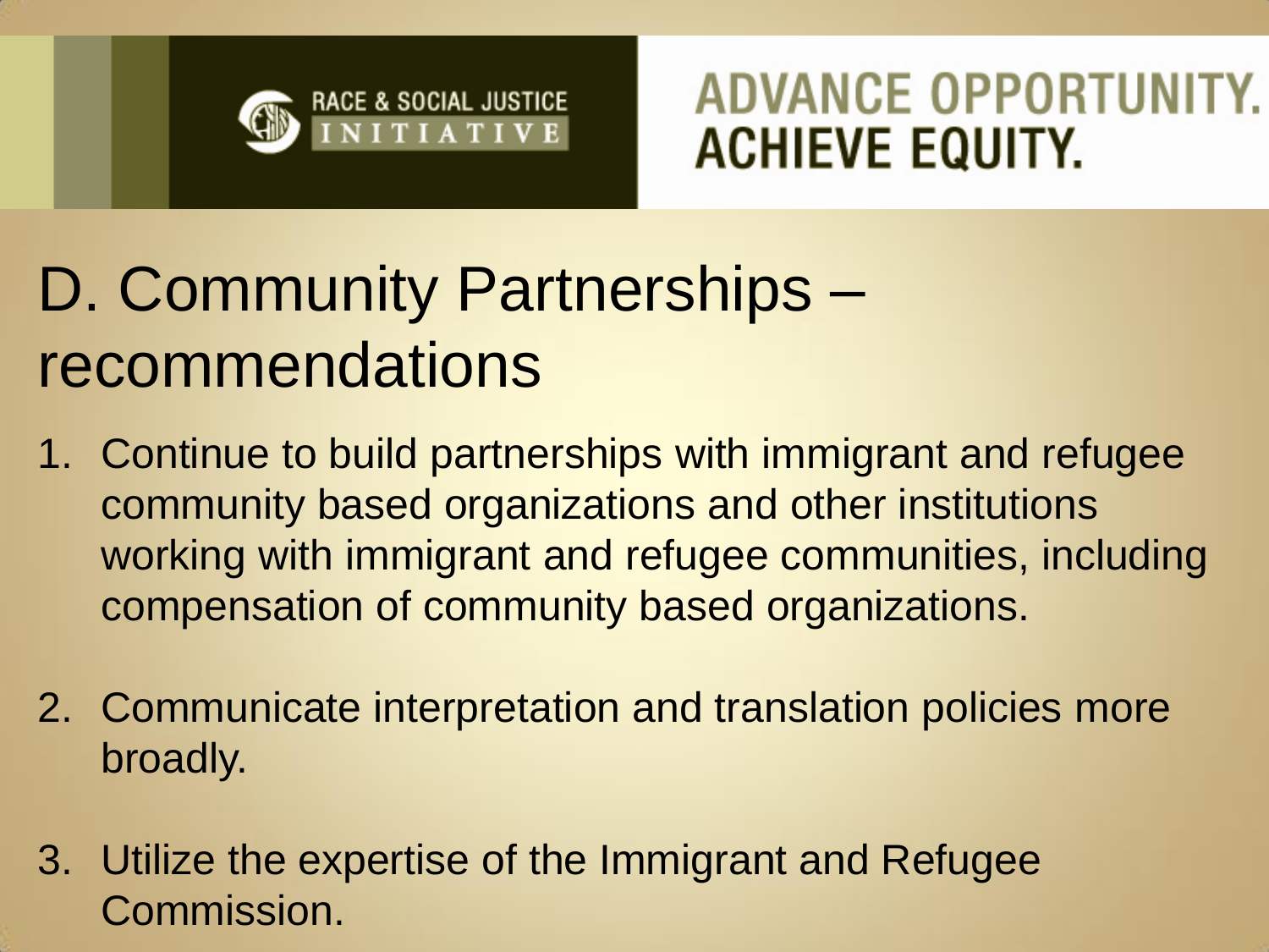RACE & SOCIAL JUSTICE INITIATIVE

ADVANCE OPPORTUNITY.
ACHIEVE EQUITY.

# D. Community Partnerships – recommendations

1. Continue to build partnerships with immigrant and refugee community based organizations and other institutions working with immigrant and refugee communities, including compensation of community based organizations.

2. Communicate interpretation and translation policies more broadly.

3. Utilize the expertise of the Immigrant and Refugee Commission.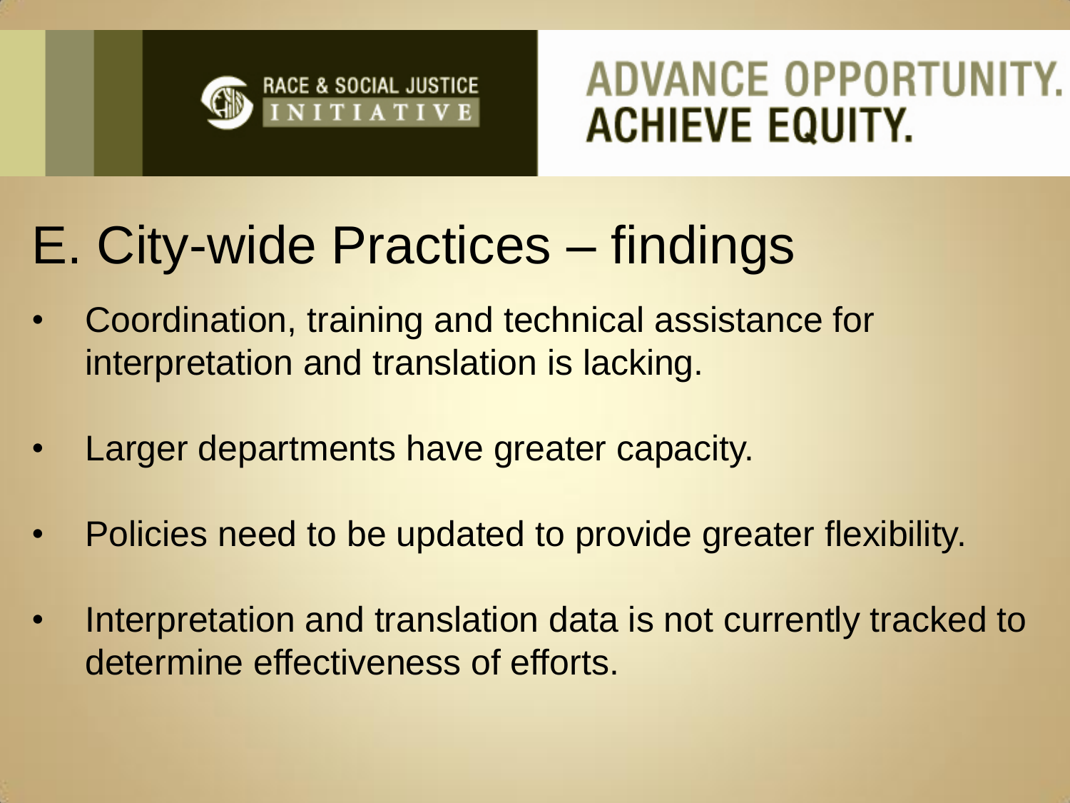# E. City-wide Practices – findings

- Coordination, training and technical assistance for interpretation and translation is lacking.
- Larger departments have greater capacity.
- Policies need to be updated to provide greater flexibility.
- Interpretation and translation data is not currently tracked to determine effectiveness of efforts.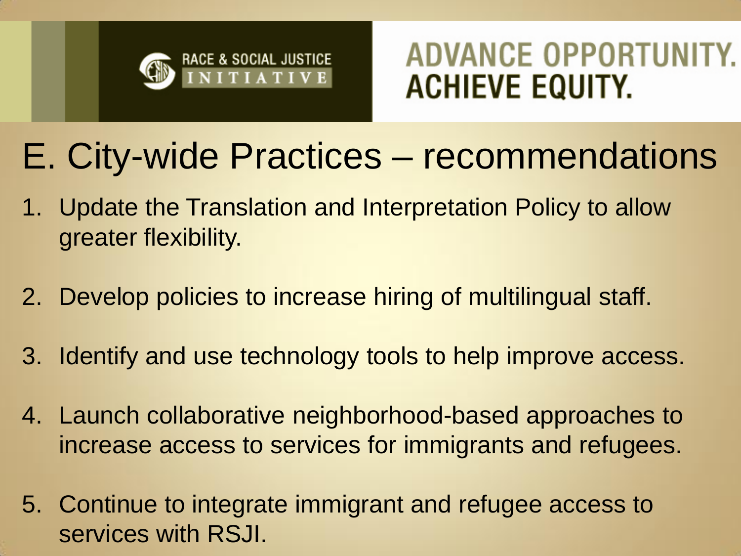RACE & SOCIAL JUSTICE INITIATIVE

ADVANCE OPPORTUNITY. ACHIEVE EQUITY.

# E. City-wide Practices – recommendations

1. Update the Translation and Interpretation Policy to allow greater flexibility.
2. Develop policies to increase hiring of multilingual staff.
3. Identify and use technology tools to help improve access.
4. Launch collaborative neighborhood-based approaches to increase access to services for immigrants and refugees.
5. Continue to integrate immigrant and refugee access to services with RSJI.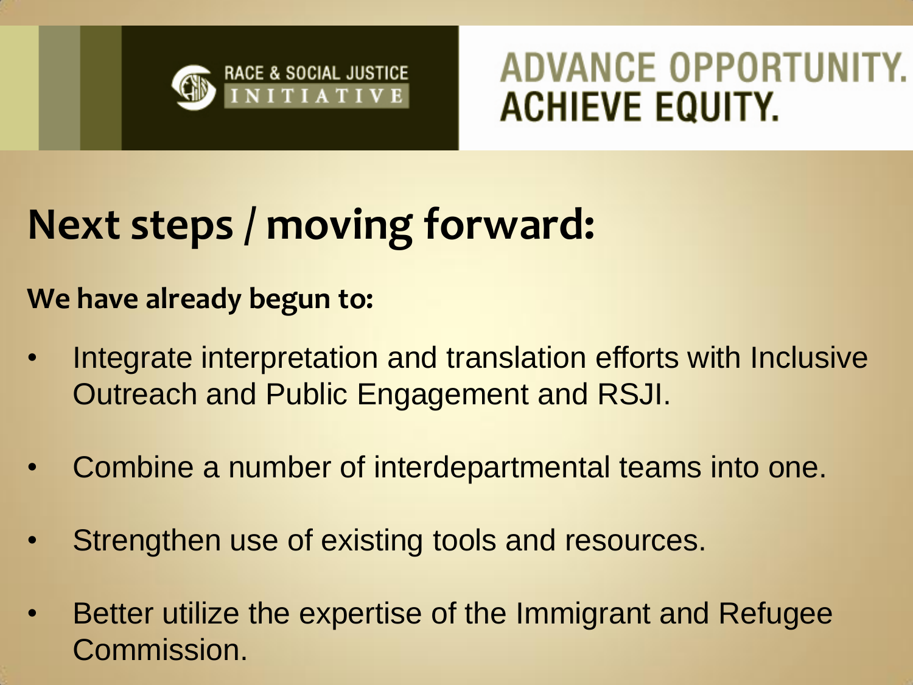RACE & SOCIAL JUSTICE INITIATIVE

ADVANCE OPPORTUNITY.
ACHIEVE EQUITY.

# Next steps / moving forward:

**We have already begun to:**

- Integrate interpretation and translation efforts with Inclusive Outreach and Public Engagement and RSJI.
- Combine a number of interdepartmental teams into one.
- Strengthen use of existing tools and resources.
- Better utilize the expertise of the Immigrant and Refugee Commission.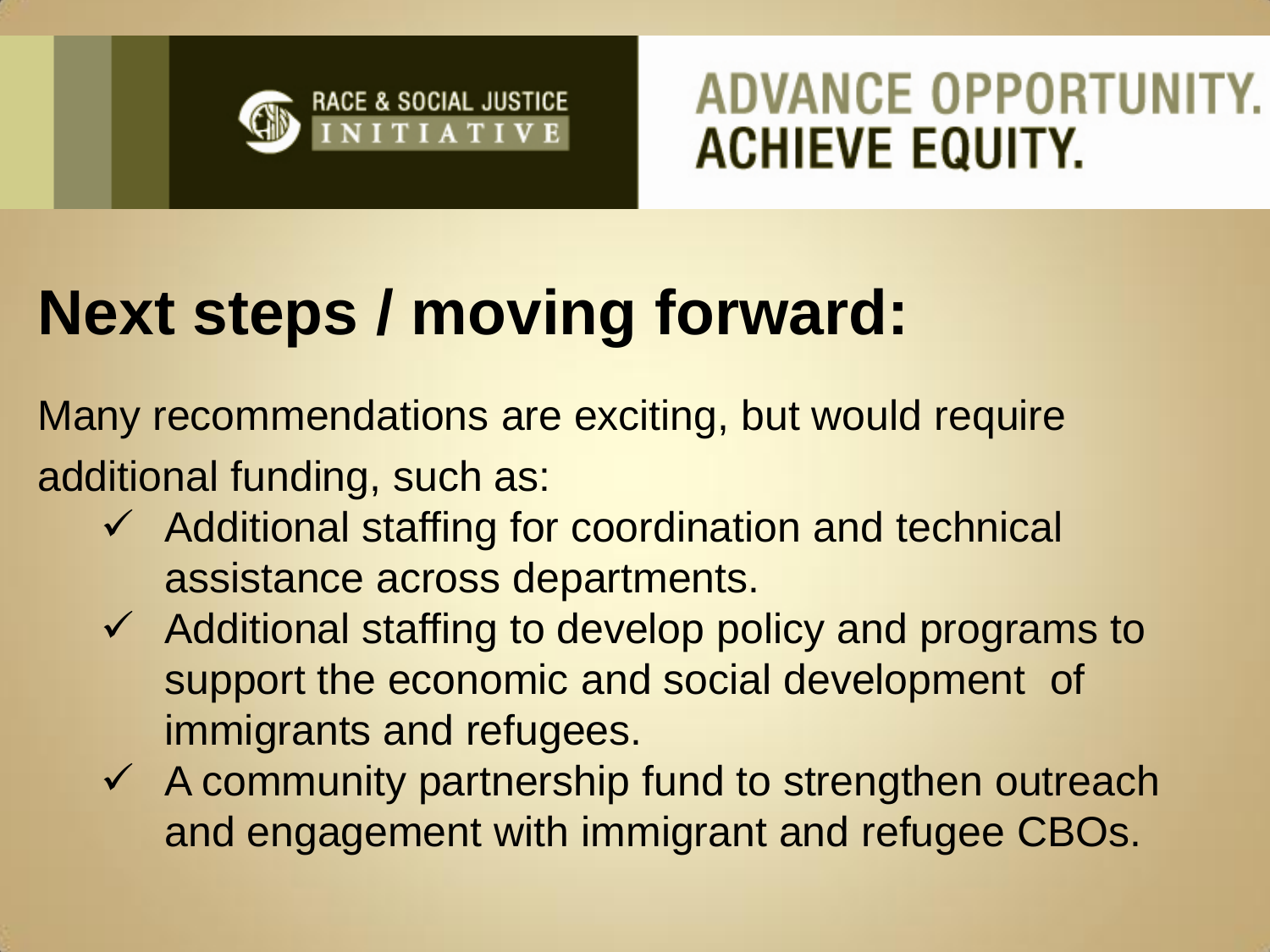RACE & SOCIAL JUSTICE INITIATIVE

ADVANCE OPPORTUNITY. ACHIEVE EQUITY.

# Next steps / moving forward:

Many recommendations are exciting, but would require additional funding, such as:

- ✓ Additional staffing for coordination and technical assistance across departments.
- ✓ Additional staffing to develop policy and programs to support the economic and social development of immigrants and refugees.
- ✓ A community partnership fund to strengthen outreach and engagement with immigrant and refugee CBOs.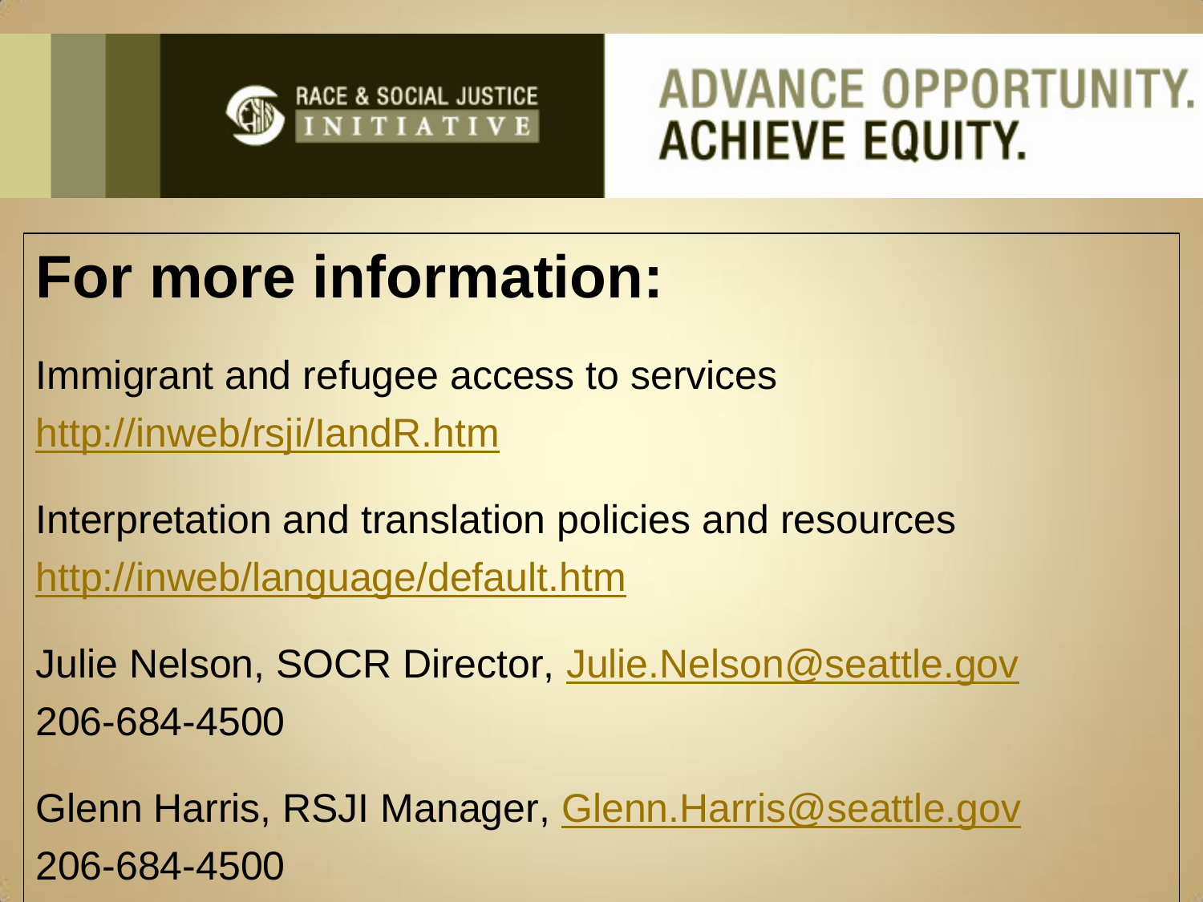RACE & SOCIAL JUSTICE INITIATIVE

ADVANCE OPPORTUNITY. ACHIEVE EQUITY.

# For more information:

Immigrant and refugee access to services
http://inweb/rsji/IandR.htm

Interpretation and translation policies and resources
http://inweb/language/default.htm

Julie Nelson, SOCR Director, Julie.Nelson@seattle.gov
206-684-4500

Glenn Harris, RSJI Manager, Glenn.Harris@seattle.gov
206-684-4500